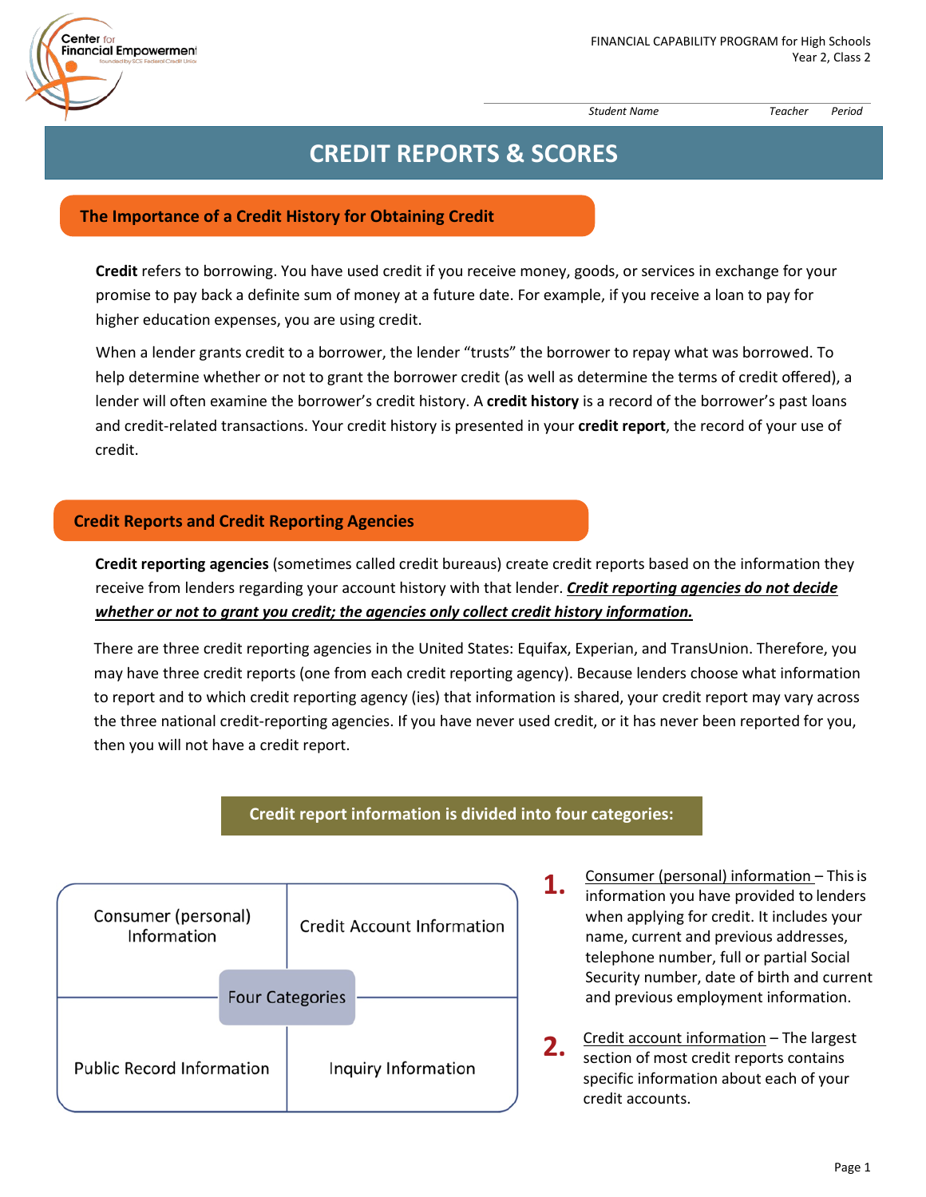FINANCIAL CAPABILITY PROGRAM for High Schools
Year 2, Class 2

Student Name Teacher Period

# CREDIT REPORTS & SCORES

## The Importance of a Credit History for Obtaining Credit

**Credit** refers to borrowing. You have used credit if you receive money, goods, or services in exchange for your promise to pay back a definite sum of money at a future date. For example, if you receive a loan to pay for higher education expenses, you are using credit.

When a lender grants credit to a borrower, the lender "trusts" the borrower to repay what was borrowed. To help determine whether or not to grant the borrower credit (as well as determine the terms of credit offered), a lender will often examine the borrower's credit history. A **credit history** is a record of the borrower's past loans and credit-related transactions. Your credit history is presented in your **credit report**, the record of your use of credit.

## Credit Reports and Credit Reporting Agencies

**Credit reporting agencies** (sometimes called credit bureaus) create credit reports based on the information they receive from lenders regarding your account history with that lender. ***Credit reporting agencies do not decide whether or not to grant you credit; the agencies only collect credit history information.***

There are three credit reporting agencies in the United States: Equifax, Experian, and TransUnion. Therefore, you may have three credit reports (one from each credit reporting agency). Because lenders choose what information to report and to which credit reporting agency (ies) that information is shared, your credit report may vary across the three national credit-reporting agencies. If you have never used credit, or it has never been reported for you, then you will not have a credit report.

### Credit report information is divided into four categories:

| Four Categories | |
|---|---|
| Consumer (personal) Information | Credit Account Information |
| Public Record Information | Inquiry Information |

1. Consumer (personal) information – This is information you have provided to lenders when applying for credit. It includes your name, current and previous addresses, telephone number, full or partial Social Security number, date of birth and current and previous employment information.

2. Credit account information – The largest section of most credit reports contains specific information about each of your credit accounts.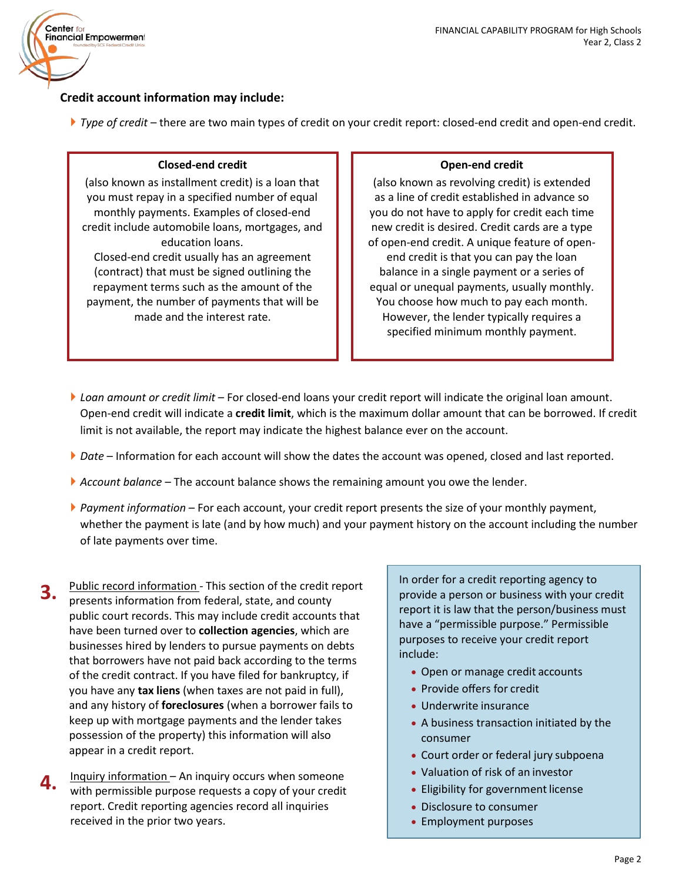**Credit account information may include:**

- *Type of credit* – there are two main types of credit on your credit report: closed-end credit and open-end credit.

**Closed-end credit**

(also known as installment credit) is a loan that you must repay in a specified number of equal monthly payments. Examples of closed-end credit include automobile loans, mortgages, and education loans.
Closed-end credit usually has an agreement (contract) that must be signed outlining the repayment terms such as the amount of the payment, the number of payments that will be made and the interest rate.

**Open-end credit**

(also known as revolving credit) is extended as a line of credit established in advance so you do not have to apply for credit each time new credit is desired. Credit cards are a type of open-end credit. A unique feature of open-end credit is that you can pay the loan balance in a single payment or a series of equal or unequal payments, usually monthly. You choose how much to pay each month. However, the lender typically requires a specified minimum monthly payment.

- *Loan amount or credit limit* – For closed-end loans your credit report will indicate the original loan amount. Open-end credit will indicate a **credit limit**, which is the maximum dollar amount that can be borrowed. If credit limit is not available, the report may indicate the highest balance ever on the account.
- *Date* – Information for each account will show the dates the account was opened, closed and last reported.
- *Account balance* – The account balance shows the remaining amount you owe the lender.
- *Payment information* – For each account, your credit report presents the size of your monthly payment, whether the payment is late (and by how much) and your payment history on the account including the number of late payments over time.

**3.** Public record information - This section of the credit report presents information from federal, state, and county public court records. This may include credit accounts that have been turned over to **collection agencies**, which are businesses hired by lenders to pursue payments on debts that borrowers have not paid back according to the terms of the credit contract. If you have filed for bankruptcy, if you have any **tax liens** (when taxes are not paid in full), and any history of **foreclosures** (when a borrower fails to keep up with mortgage payments and the lender takes possession of the property) this information will also appear in a credit report.

**4.** Inquiry information – An inquiry occurs when someone with permissible purpose requests a copy of your credit report. Credit reporting agencies record all inquiries received in the prior two years.

In order for a credit reporting agency to provide a person or business with your credit report it is law that the person/business must have a "permissible purpose." Permissible purposes to receive your credit report include:

- Open or manage credit accounts
- Provide offers for credit
- Underwrite insurance
- A business transaction initiated by the consumer
- Court order or federal jury subpoena
- Valuation of risk of an investor
- Eligibility for government license
- Disclosure to consumer
- Employment purposes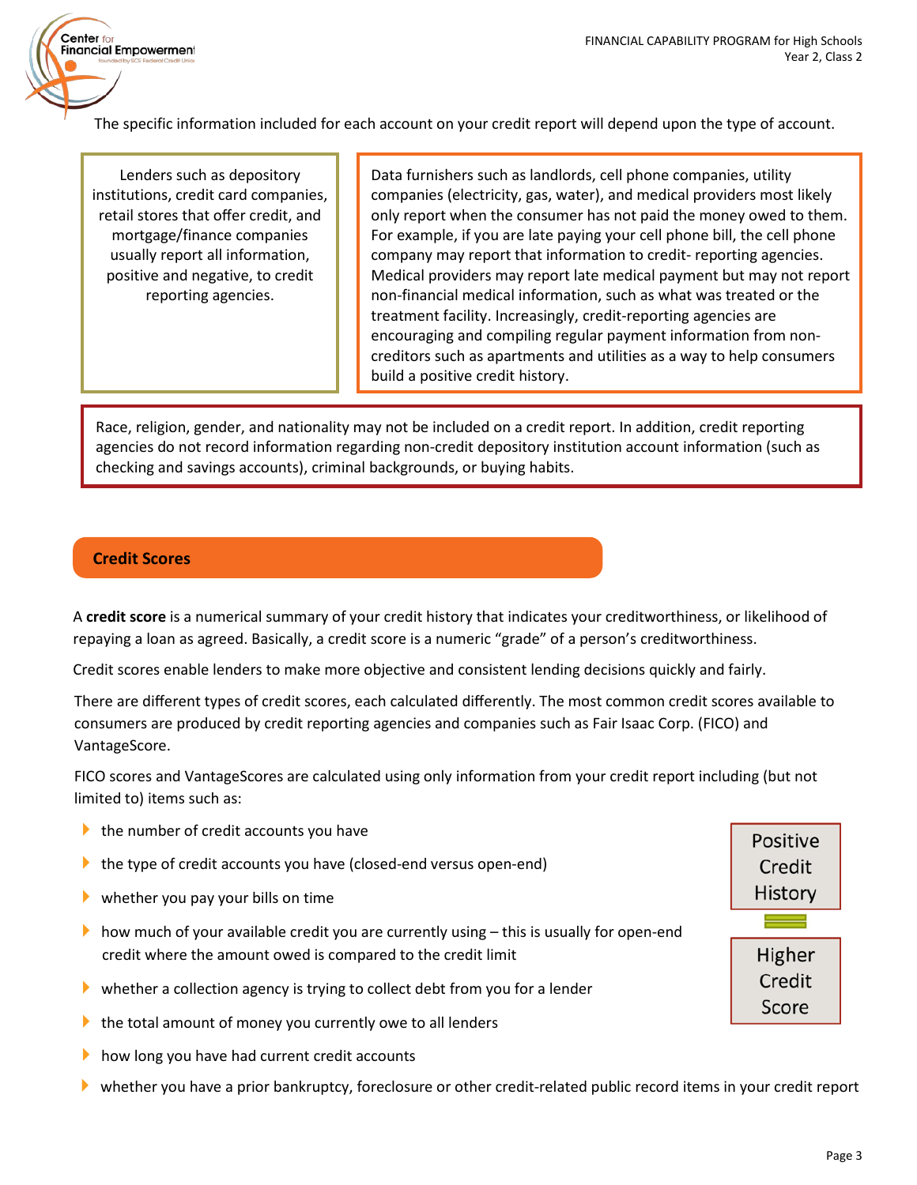The specific information included for each account on your credit report will depend upon the type of account.

Lenders such as depository institutions, credit card companies, retail stores that offer credit, and mortgage/finance companies usually report all information, positive and negative, to credit reporting agencies.

Data furnishers such as landlords, cell phone companies, utility companies (electricity, gas, water), and medical providers most likely only report when the consumer has not paid the money owed to them. For example, if you are late paying your cell phone bill, the cell phone company may report that information to credit- reporting agencies. Medical providers may report late medical payment but may not report non-financial medical information, such as what was treated or the treatment facility. Increasingly, credit-reporting agencies are encouraging and compiling regular payment information from non-creditors such as apartments and utilities as a way to help consumers build a positive credit history.

Race, religion, gender, and nationality may not be included on a credit report. In addition, credit reporting agencies do not record information regarding non-credit depository institution account information (such as checking and savings accounts), criminal backgrounds, or buying habits.

## Credit Scores

A **credit score** is a numerical summary of your credit history that indicates your creditworthiness, or likelihood of repaying a loan as agreed. Basically, a credit score is a numeric "grade" of a person's creditworthiness.

Credit scores enable lenders to make more objective and consistent lending decisions quickly and fairly.

There are different types of credit scores, each calculated differently. The most common credit scores available to consumers are produced by credit reporting agencies and companies such as Fair Isaac Corp. (FICO) and VantageScore.

FICO scores and VantageScores are calculated using only information from your credit report including (but not limited to) items such as:

- the number of credit accounts you have
- the type of credit accounts you have (closed-end versus open-end)
- whether you pay your bills on time
- how much of your available credit you are currently using – this is usually for open-end credit where the amount owed is compared to the credit limit
- whether a collection agency is trying to collect debt from you for a lender
- the total amount of money you currently owe to all lenders
- how long you have had current credit accounts
- whether you have a prior bankruptcy, foreclosure or other credit-related public record items in your credit report

Positive Credit History = Higher Credit Score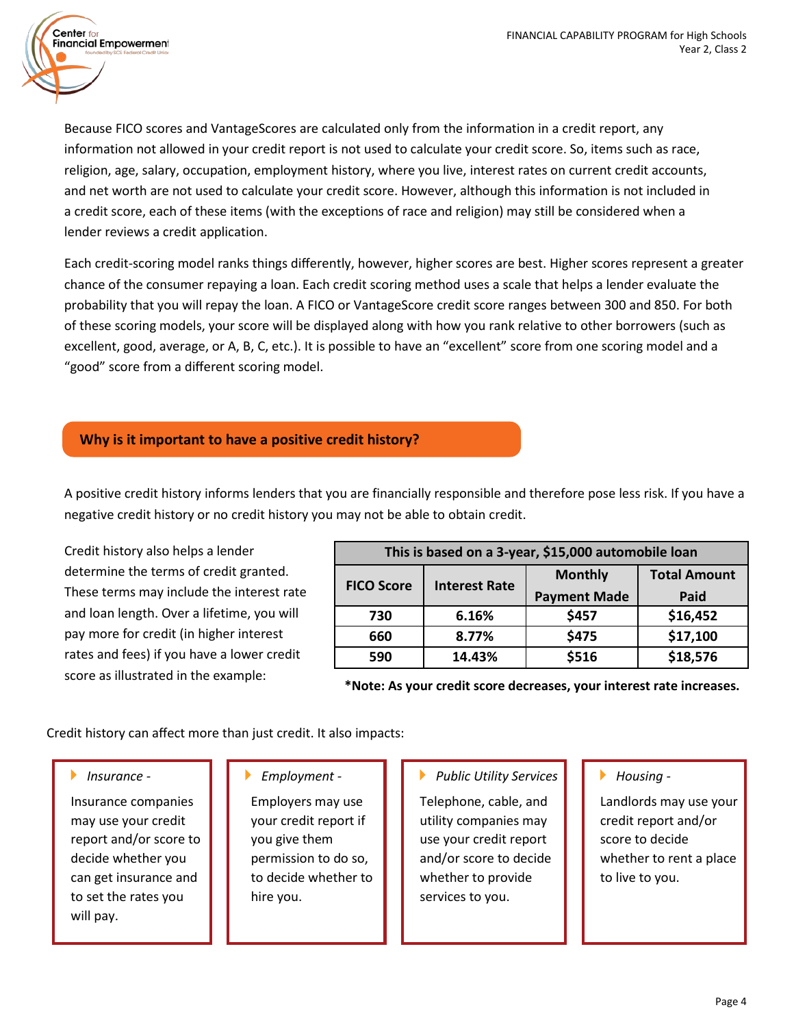Because FICO scores and VantageScores are calculated only from the information in a credit report, any information not allowed in your credit report is not used to calculate your credit score. So, items such as race, religion, age, salary, occupation, employment history, where you live, interest rates on current credit accounts, and net worth are not used to calculate your credit score. However, although this information is not included in a credit score, each of these items (with the exceptions of race and religion) may still be considered when a lender reviews a credit application.

Each credit-scoring model ranks things differently, however, higher scores are best. Higher scores represent a greater chance of the consumer repaying a loan. Each credit scoring method uses a scale that helps a lender evaluate the probability that you will repay the loan. A FICO or VantageScore credit score ranges between 300 and 850. For both of these scoring models, your score will be displayed along with how you rank relative to other borrowers (such as excellent, good, average, or A, B, C, etc.). It is possible to have an "excellent" score from one scoring model and a "good" score from a different scoring model.

## Why is it important to have a positive credit history?

A positive credit history informs lenders that you are financially responsible and therefore pose less risk. If you have a negative credit history or no credit history you may not be able to obtain credit.

Credit history also helps a lender determine the terms of credit granted. These terms may include the interest rate and loan length. Over a lifetime, you will pay more for credit (in higher interest rates and fees) if you have a lower credit score as illustrated in the example:

| This is based on a 3-year, $15,000 automobile loan | | | |
|---|---|---|---|
| **FICO Score** | **Interest Rate** | **Monthly Payment Made** | **Total Amount Paid** |
| 730 | 6.16% | $457 | $16,452 |
| 660 | 8.77% | $475 | $17,100 |
| 590 | 14.43% | $516 | $18,576 |

**\*Note: As your credit score decreases, your interest rate increases.**

Credit history can affect more than just credit. It also impacts:

- *Insurance -* Insurance companies may use your credit report and/or score to decide whether you can get insurance and to set the rates you will pay.
- *Employment -* Employers may use your credit report if you give them permission to do so, to decide whether to hire you.
- *Public Utility Services* Telephone, cable, and utility companies may use your credit report and/or score to decide whether to provide services to you.
- *Housing -* Landlords may use your credit report and/or score to decide whether to rent a place to live to you.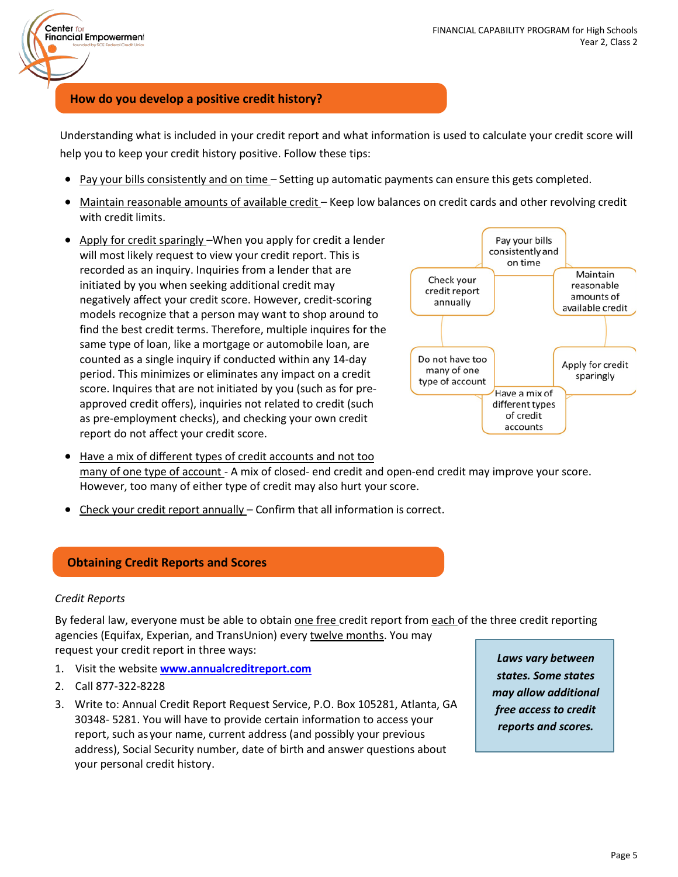## How do you develop a positive credit history?

Understanding what is included in your credit report and what information is used to calculate your credit score will help you to keep your credit history positive. Follow these tips:

- Pay your bills consistently and on time – Setting up automatic payments can ensure this gets completed.
- Maintain reasonable amounts of available credit – Keep low balances on credit cards and other revolving credit with credit limits.
- Apply for credit sparingly –When you apply for credit a lender will most likely request to view your credit report. This is recorded as an inquiry. Inquiries from a lender that are initiated by you when seeking additional credit may negatively affect your credit score. However, credit-scoring models recognize that a person may want to shop around to find the best credit terms. Therefore, multiple inquires for the same type of loan, like a mortgage or automobile loan, are counted as a single inquiry if conducted within any 14-day period. This minimizes or eliminates any impact on a credit score. Inquires that are not initiated by you (such as for pre-approved credit offers), inquiries not related to credit (such as pre-employment checks), and checking your own credit report do not affect your credit score.

Pay your bills consistently and on time

Maintain reasonable amounts of available credit

Apply for credit sparingly

Have a mix of different types of credit accounts

Do not have too many of one type of account

Check your credit report annually

- Have a mix of different types of credit accounts and not too many of one type of account - A mix of closed- end credit and open-end credit may improve your score. However, too many of either type of credit may also hurt your score.
- Check your credit report annually – Confirm that all information is correct.

## Obtaining Credit Reports and Scores

*Credit Reports*

By federal law, everyone must be able to obtain one free credit report from each of the three credit reporting agencies (Equifax, Experian, and TransUnion) every twelve months. You may request your credit report in three ways:

1. Visit the website **www.annualcreditreport.com**
2. Call 877-322-8228
3. Write to: Annual Credit Report Request Service, P.O. Box 105281, Atlanta, GA 30348- 5281. You will have to provide certain information to access your report, such as your name, current address (and possibly your previous address), Social Security number, date of birth and answer questions about your personal credit history.

***Laws vary between states. Some states may allow additional free access to credit reports and scores.***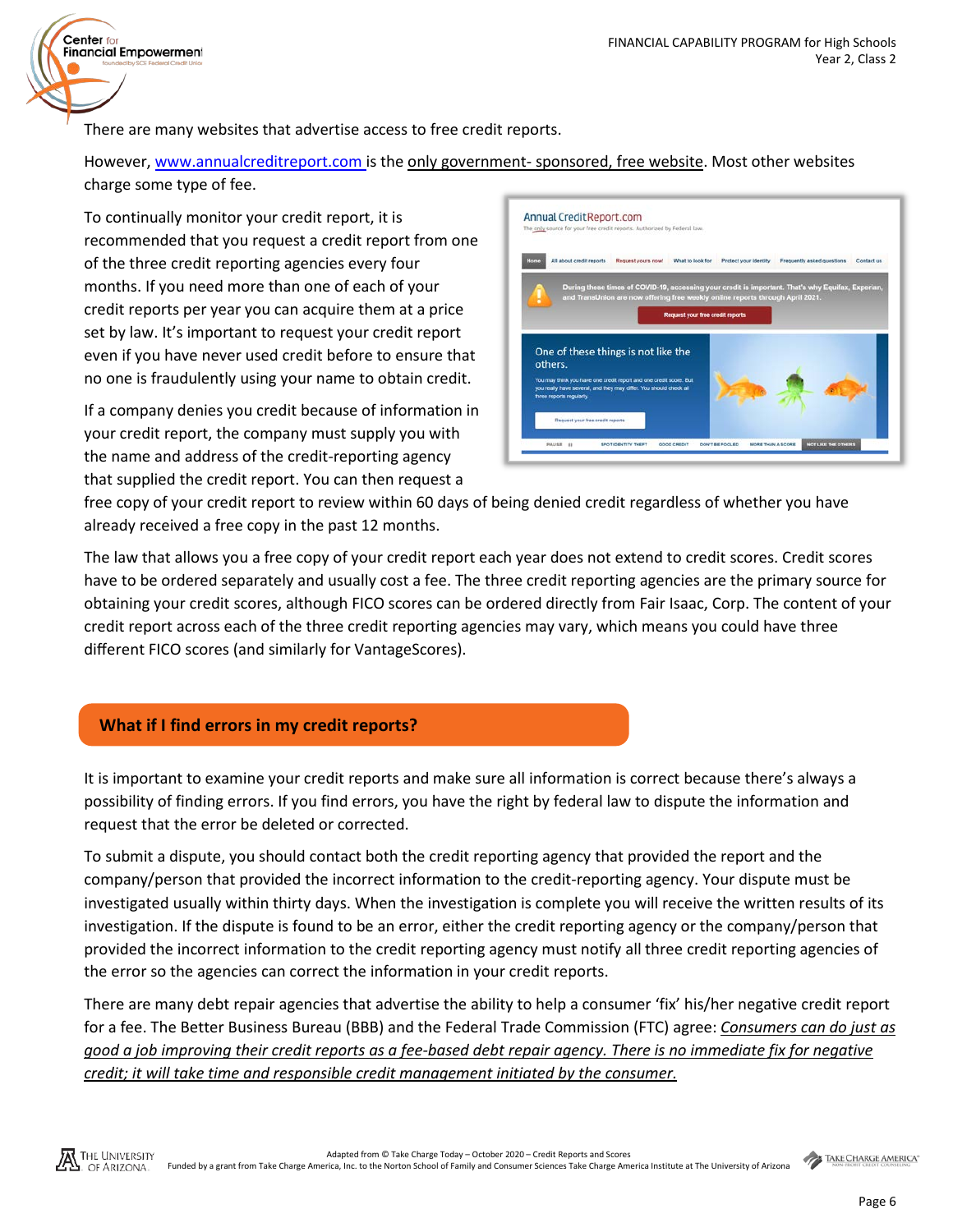There are many websites that advertise access to free credit reports.

However, www.annualcreditreport.com is the only government- sponsored, free website. Most other websites charge some type of fee.

To continually monitor your credit report, it is recommended that you request a credit report from one of the three credit reporting agencies every four months. If you need more than one of each of your credit reports per year you can acquire them at a price set by law. It's important to request your credit report even if you have never used credit before to ensure that no one is fraudulently using your name to obtain credit.

If a company denies you credit because of information in your credit report, the company must supply you with the name and address of the credit-reporting agency that supplied the credit report. You can then request a free copy of your credit report to review within 60 days of being denied credit regardless of whether you have already received a free copy in the past 12 months.

The law that allows you a free copy of your credit report each year does not extend to credit scores. Credit scores have to be ordered separately and usually cost a fee. The three credit reporting agencies are the primary source for obtaining your credit scores, although FICO scores can be ordered directly from Fair Isaac, Corp. The content of your credit report across each of the three credit reporting agencies may vary, which means you could have three different FICO scores (and similarly for VantageScores).

## What if I find errors in my credit reports?

It is important to examine your credit reports and make sure all information is correct because there's always a possibility of finding errors. If you find errors, you have the right by federal law to dispute the information and request that the error be deleted or corrected.

To submit a dispute, you should contact both the credit reporting agency that provided the report and the company/person that provided the incorrect information to the credit-reporting agency. Your dispute must be investigated usually within thirty days. When the investigation is complete you will receive the written results of its investigation. If the dispute is found to be an error, either the credit reporting agency or the company/person that provided the incorrect information to the credit reporting agency must notify all three credit reporting agencies of the error so the agencies can correct the information in your credit reports.

There are many debt repair agencies that advertise the ability to help a consumer 'fix' his/her negative credit report for a fee. The Better Business Bureau (BBB) and the Federal Trade Commission (FTC) agree: *Consumers can do just as good a job improving their credit reports as a fee-based debt repair agency. There is no immediate fix for negative credit; it will take time and responsible credit management initiated by the consumer.*

Adapted from © Take Charge Today – October 2020 – Credit Reports and Scores
Funded by a grant from Take Charge America, Inc. to the Norton School of Family and Consumer Sciences Take Charge America Institute at The University of Arizona